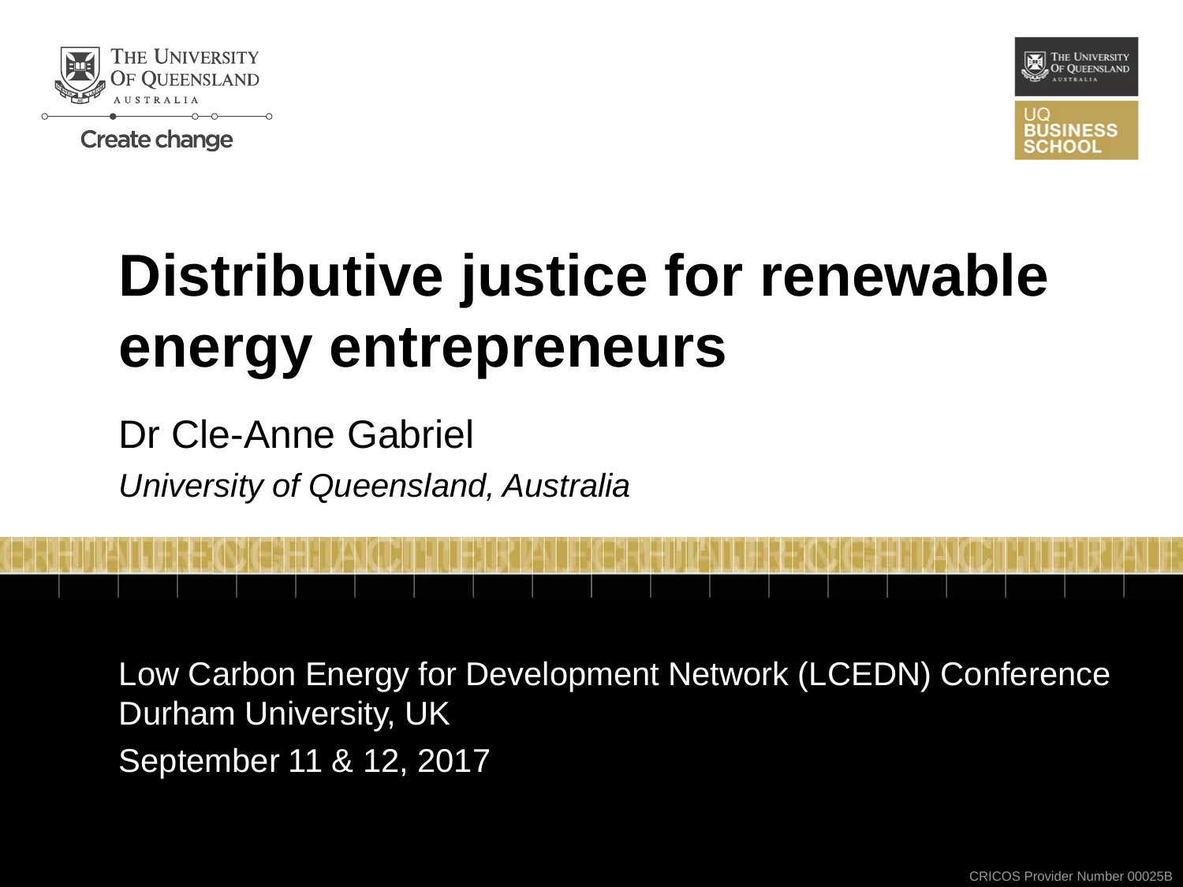# Distributive justice for renewable energy entrepreneurs

Dr Cle-Anne Gabriel

*University of Queensland, Australia*

Low Carbon Energy for Development Network (LCEDN) Conference
Durham University, UK
September 11 & 12, 2017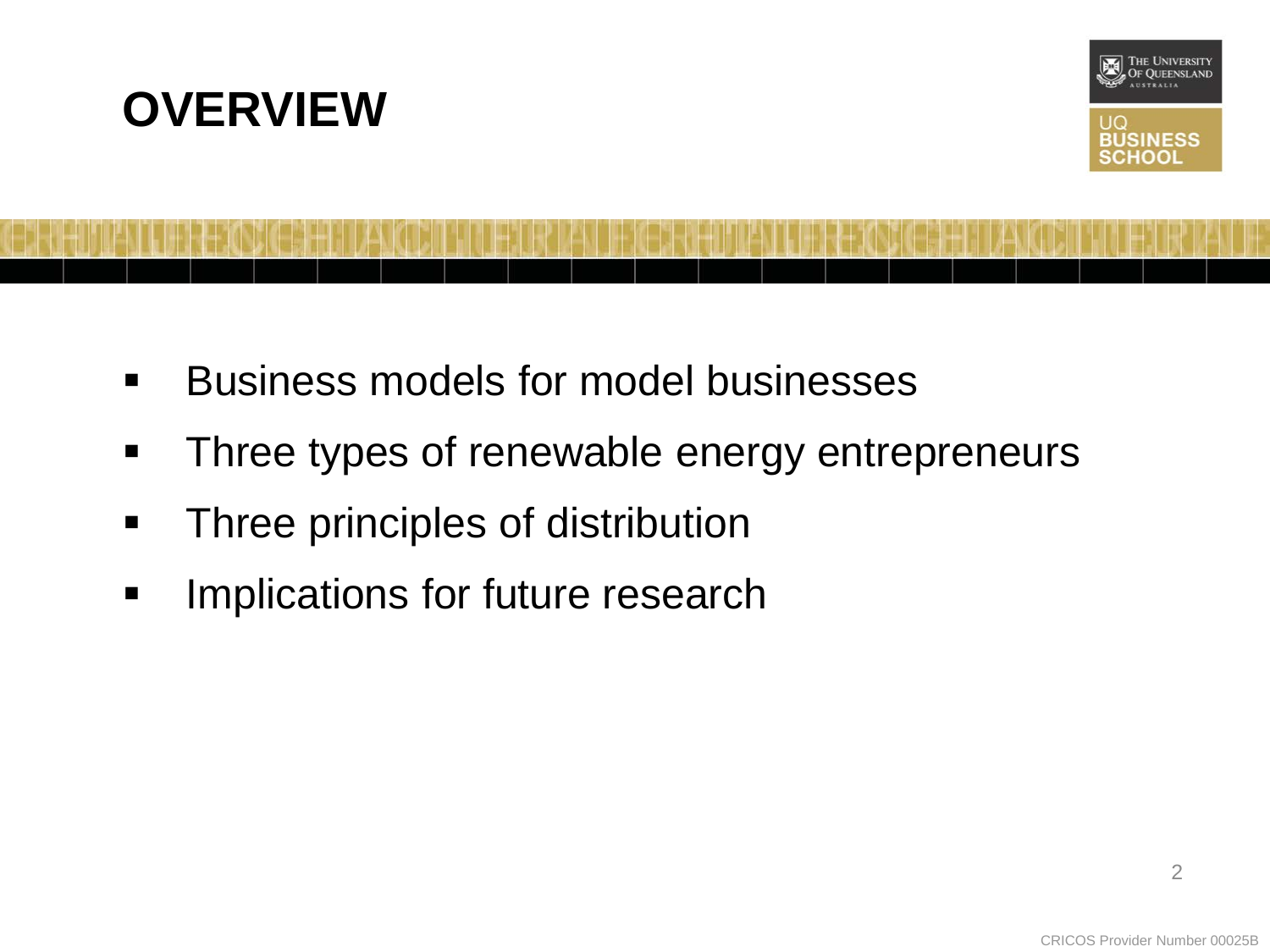# OVERVIEW

- Business models for model businesses
- Three types of renewable energy entrepreneurs
- Three principles of distribution
- Implications for future research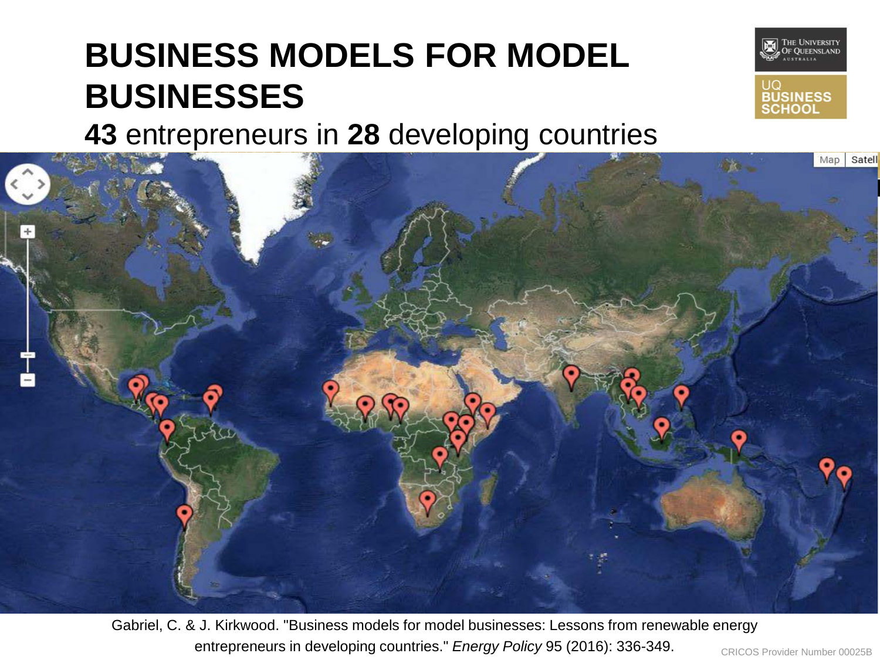# BUSINESS MODELS FOR MODEL BUSINESSES

**43** entrepreneurs in **28** developing countries

Gabriel, C. & J. Kirkwood. "Business models for model businesses: Lessons from renewable energy entrepreneurs in developing countries." *Energy Policy* 95 (2016): 336-349.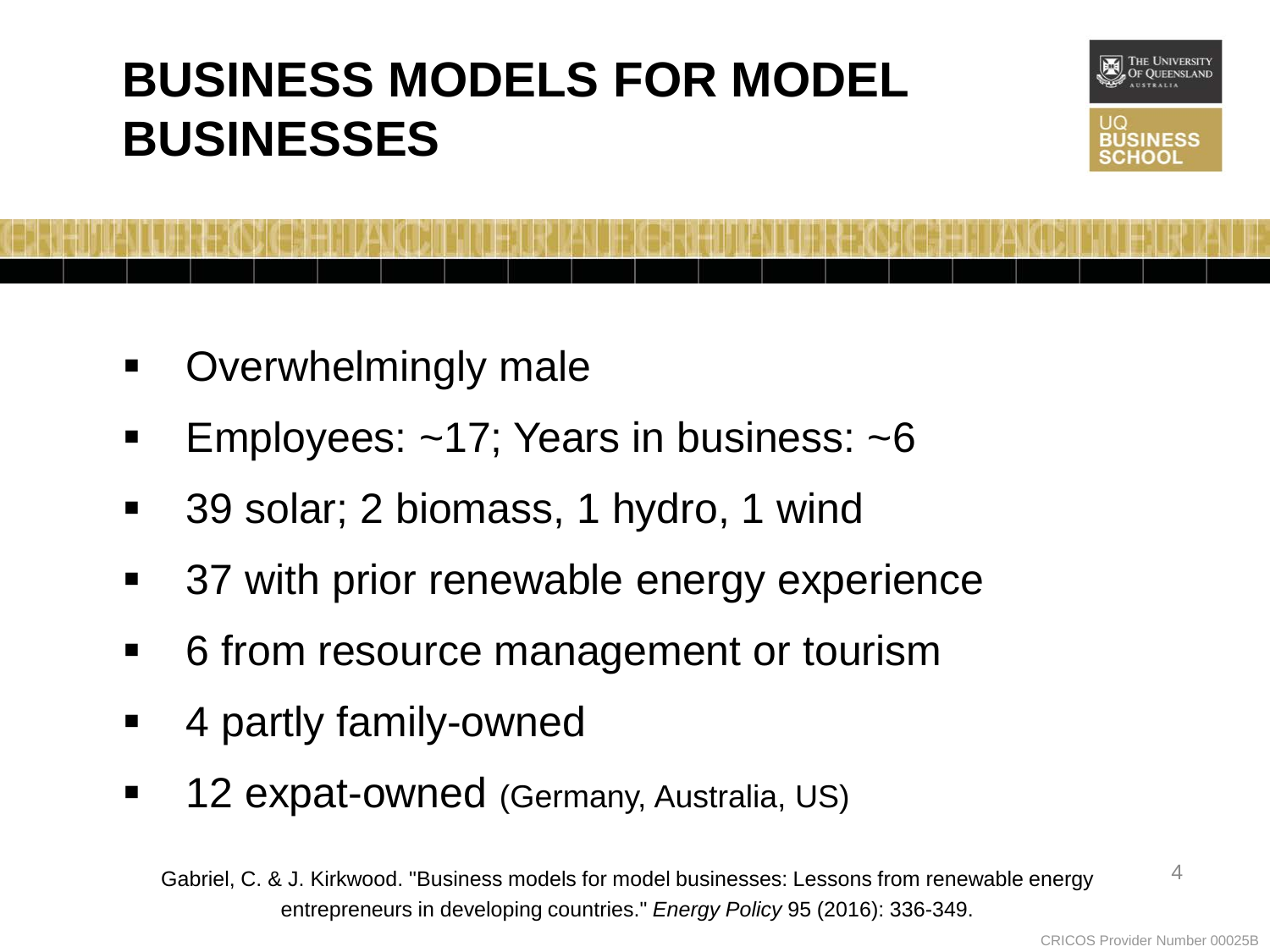# BUSINESS MODELS FOR MODEL BUSINESSES

- Overwhelmingly male
- Employees: ~17; Years in business: ~6
- 39 solar; 2 biomass, 1 hydro, 1 wind
- 37 with prior renewable energy experience
- 6 from resource management or tourism
- 4 partly family-owned
- 12 expat-owned (Germany, Australia, US)

Gabriel, C. & J. Kirkwood. "Business models for model businesses: Lessons from renewable energy entrepreneurs in developing countries." *Energy Policy* 95 (2016): 336-349.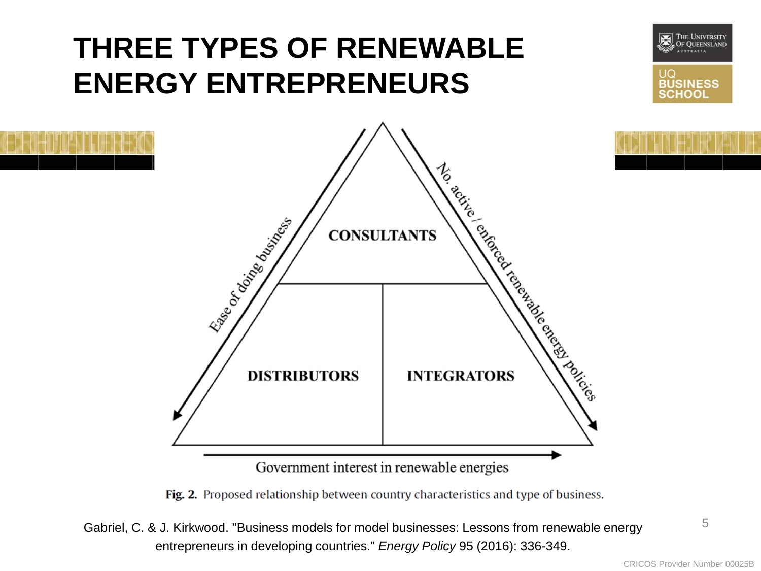# THREE TYPES OF RENEWABLE ENERGY ENTREPRENEURS

CONSULTANTS

DISTRIBUTORS

INTEGRATORS

Ease of doing business

No. active / enforced renewable energy policies

Government interest in renewable energies

**Fig. 2.** Proposed relationship between country characteristics and type of business.

Gabriel, C. & J. Kirkwood. "Business models for model businesses: Lessons from renewable energy entrepreneurs in developing countries." *Energy Policy* 95 (2016): 336-349.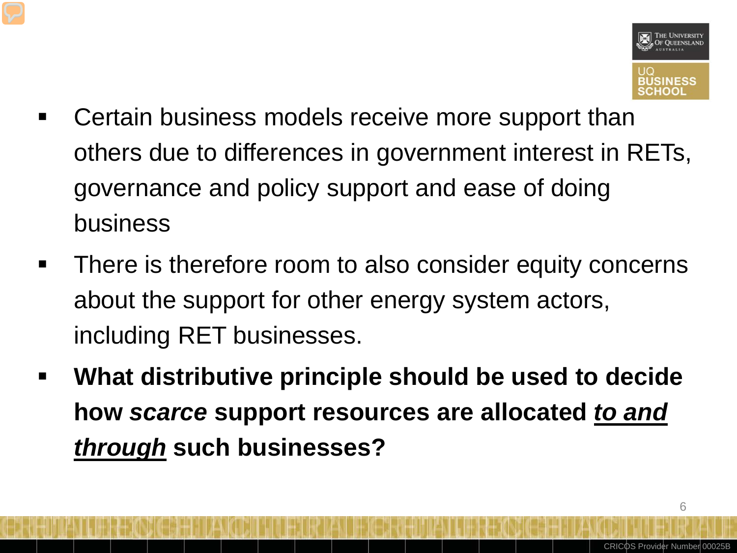- Certain business models receive more support than others due to differences in government interest in RETs, governance and policy support and ease of doing business
- There is therefore room to also consider equity concerns about the support for other energy system actors, including RET businesses.
- **What distributive principle should be used to decide how *scarce* support resources are allocated <u>*to and through*</u> such businesses?**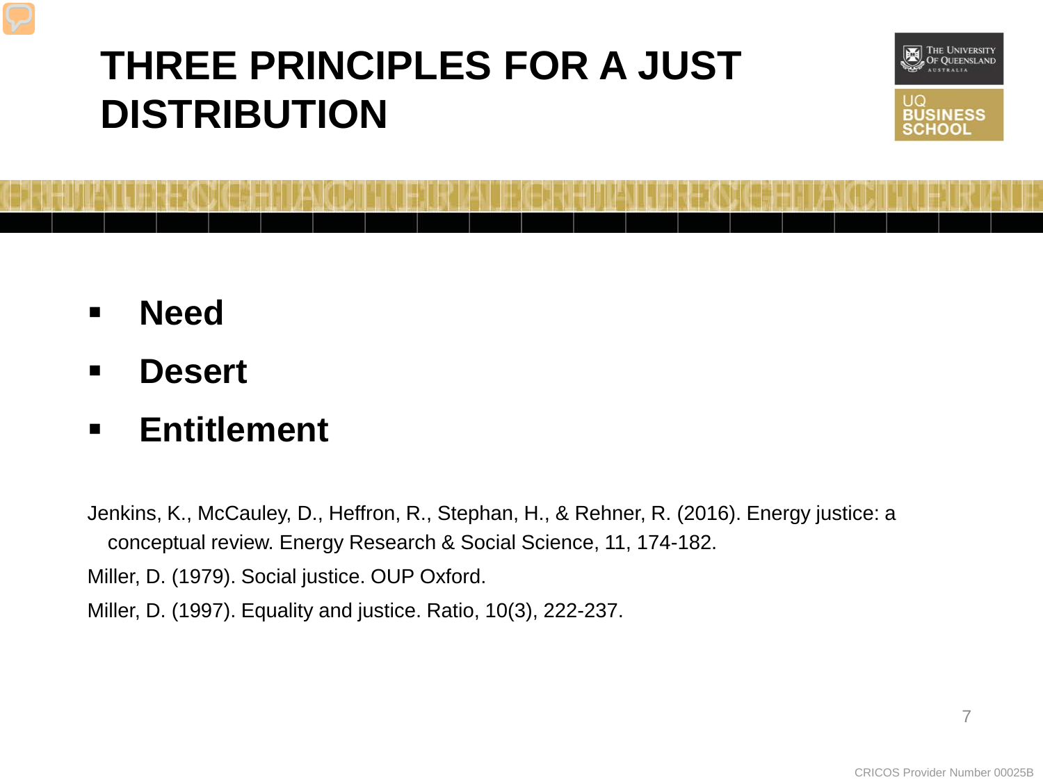# THREE PRINCIPLES FOR A JUST DISTRIBUTION

- **Need**
- **Desert**
- **Entitlement**

Jenkins, K., McCauley, D., Heffron, R., Stephan, H., & Rehner, R. (2016). Energy justice: a conceptual review. Energy Research & Social Science, 11, 174-182.

Miller, D. (1979). Social justice. OUP Oxford.

Miller, D. (1997). Equality and justice. Ratio, 10(3), 222-237.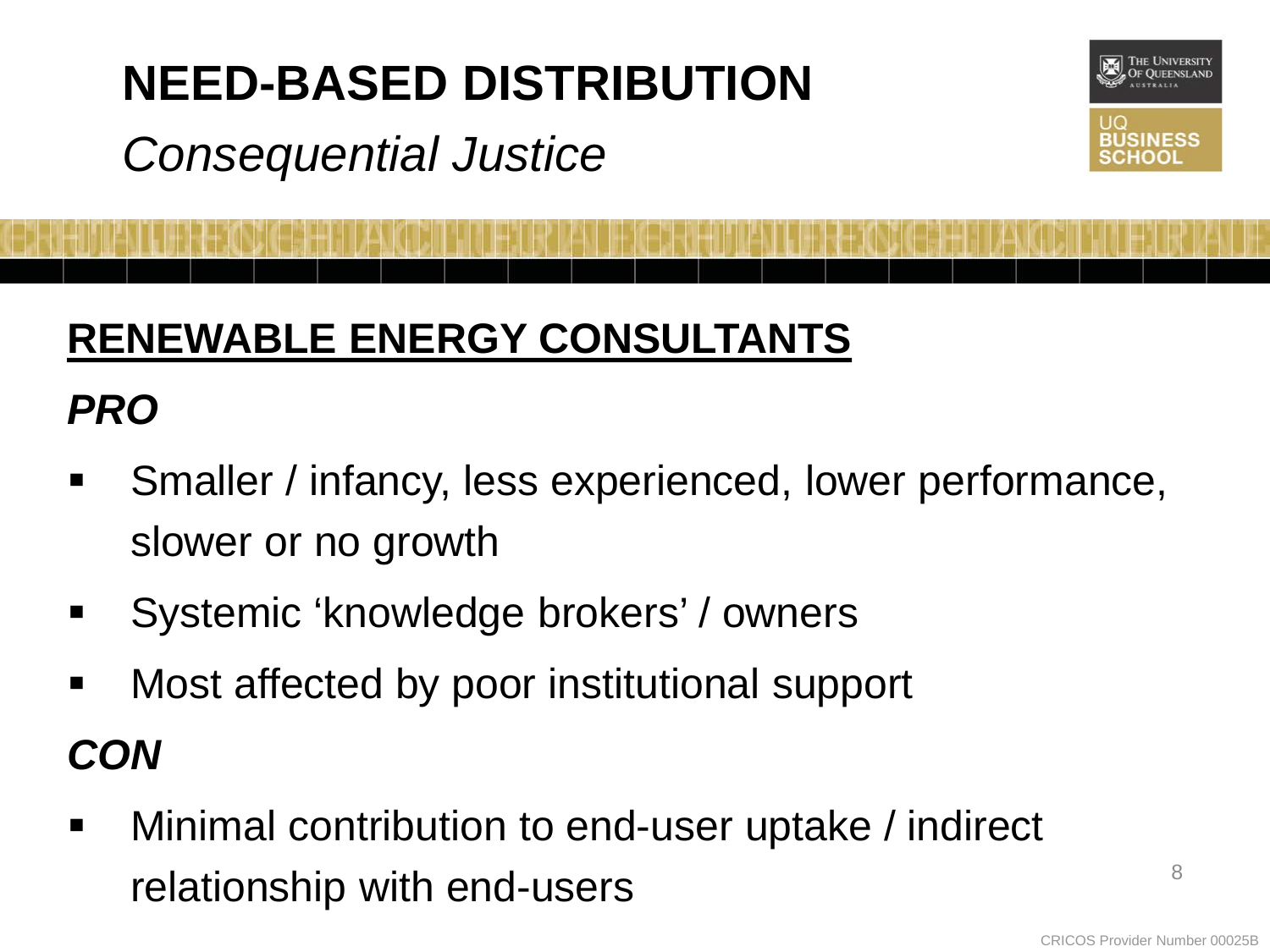# NEED-BASED DISTRIBUTION

*Consequential Justice*

## RENEWABLE ENERGY CONSULTANTS

***PRO***

- Smaller / infancy, less experienced, lower performance, slower or no growth
- Systemic 'knowledge brokers' / owners
- Most affected by poor institutional support

***CON***

- Minimal contribution to end-user uptake / indirect relationship with end-users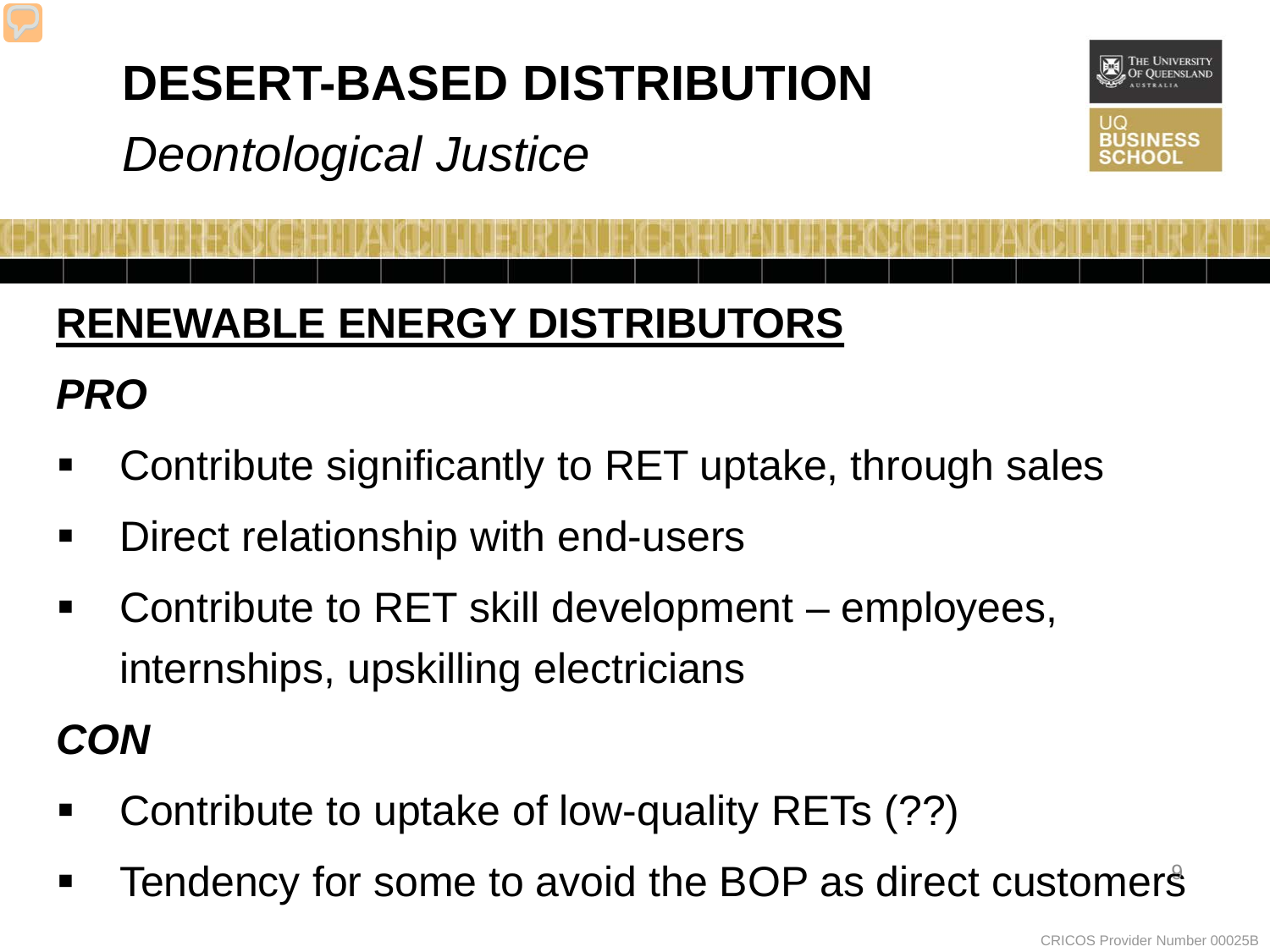# DESERT-BASED DISTRIBUTION

*Deontological Justice*

## RENEWABLE ENERGY DISTRIBUTORS

### *PRO*

- Contribute significantly to RET uptake, through sales
- Direct relationship with end-users
- Contribute to RET skill development – employees, internships, upskilling electricians

### *CON*

- Contribute to uptake of low-quality RETs (??)
- Tendency for some to avoid the BOP as direct customers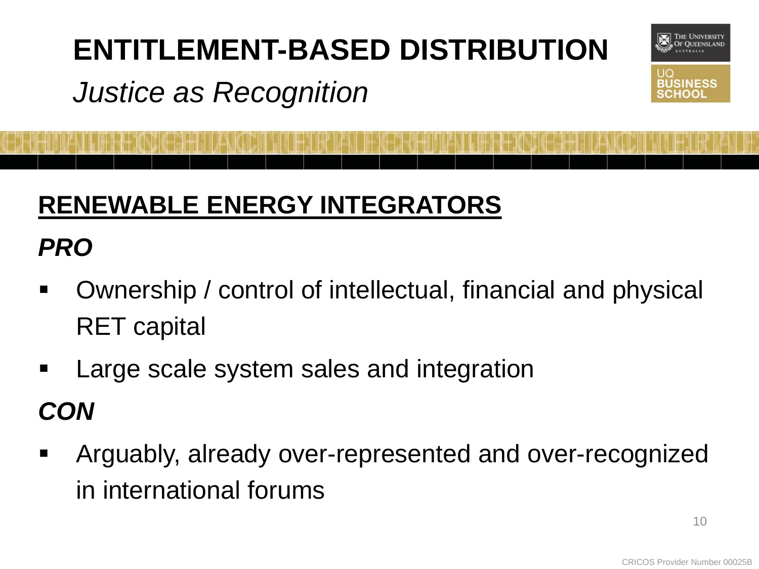# ENTITLEMENT-BASED DISTRIBUTION

*Justice as Recognition*

## RENEWABLE ENERGY INTEGRATORS

***PRO***

- Ownership / control of intellectual, financial and physical RET capital
- Large scale system sales and integration

***CON***

- Arguably, already over-represented and over-recognized in international forums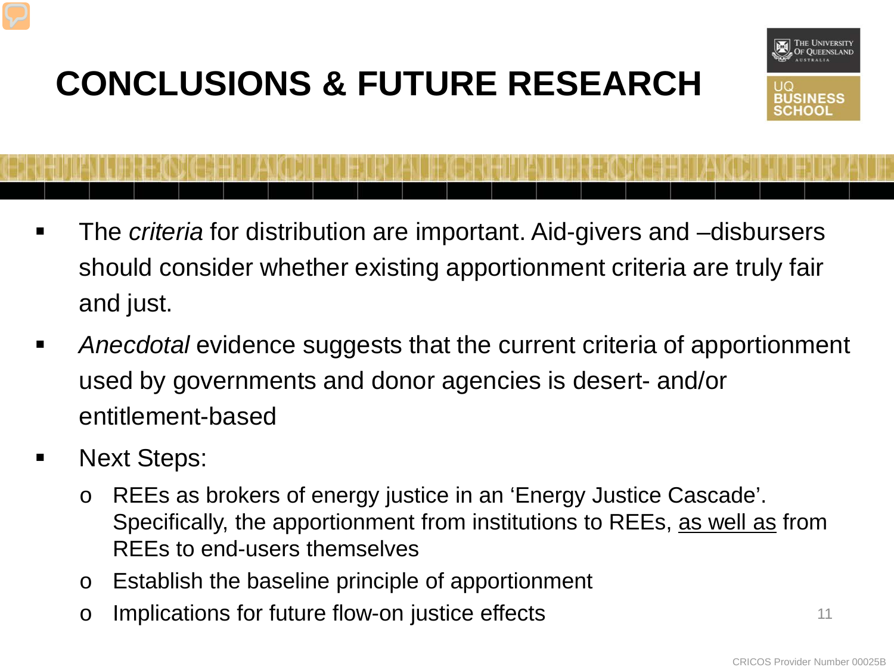# CONCLUSIONS & FUTURE RESEARCH

- The *criteria* for distribution are important. Aid-givers and –disbursers should consider whether existing apportionment criteria are truly fair and just.
- *Anecdotal* evidence suggests that the current criteria of apportionment used by governments and donor agencies is desert- and/or entitlement-based
- Next Steps:
  - REEs as brokers of energy justice in an 'Energy Justice Cascade'. Specifically, the apportionment from institutions to REEs, <u>as well as</u> from REEs to end-users themselves
  - Establish the baseline principle of apportionment
  - Implications for future flow-on justice effects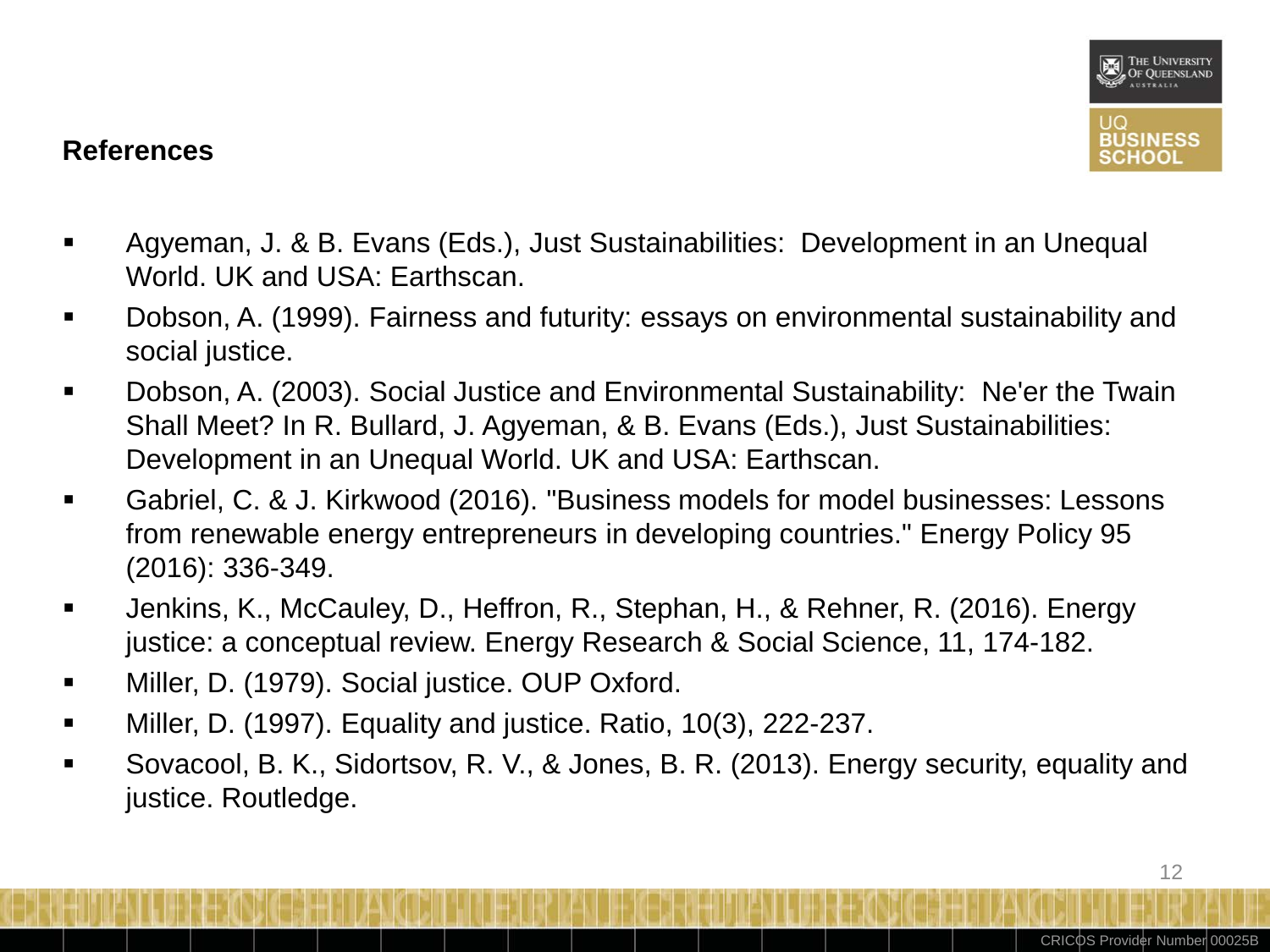## References

- Agyeman, J. & B. Evans (Eds.), Just Sustainabilities: Development in an Unequal World. UK and USA: Earthscan.
- Dobson, A. (1999). Fairness and futurity: essays on environmental sustainability and social justice.
- Dobson, A. (2003). Social Justice and Environmental Sustainability: Ne'er the Twain Shall Meet? In R. Bullard, J. Agyeman, & B. Evans (Eds.), Just Sustainabilities: Development in an Unequal World. UK and USA: Earthscan.
- Gabriel, C. & J. Kirkwood (2016). "Business models for model businesses: Lessons from renewable energy entrepreneurs in developing countries." Energy Policy 95 (2016): 336-349.
- Jenkins, K., McCauley, D., Heffron, R., Stephan, H., & Rehner, R. (2016). Energy justice: a conceptual review. Energy Research & Social Science, 11, 174-182.
- Miller, D. (1979). Social justice. OUP Oxford.
- Miller, D. (1997). Equality and justice. Ratio, 10(3), 222-237.
- Sovacool, B. K., Sidortsov, R. V., & Jones, B. R. (2013). Energy security, equality and justice. Routledge.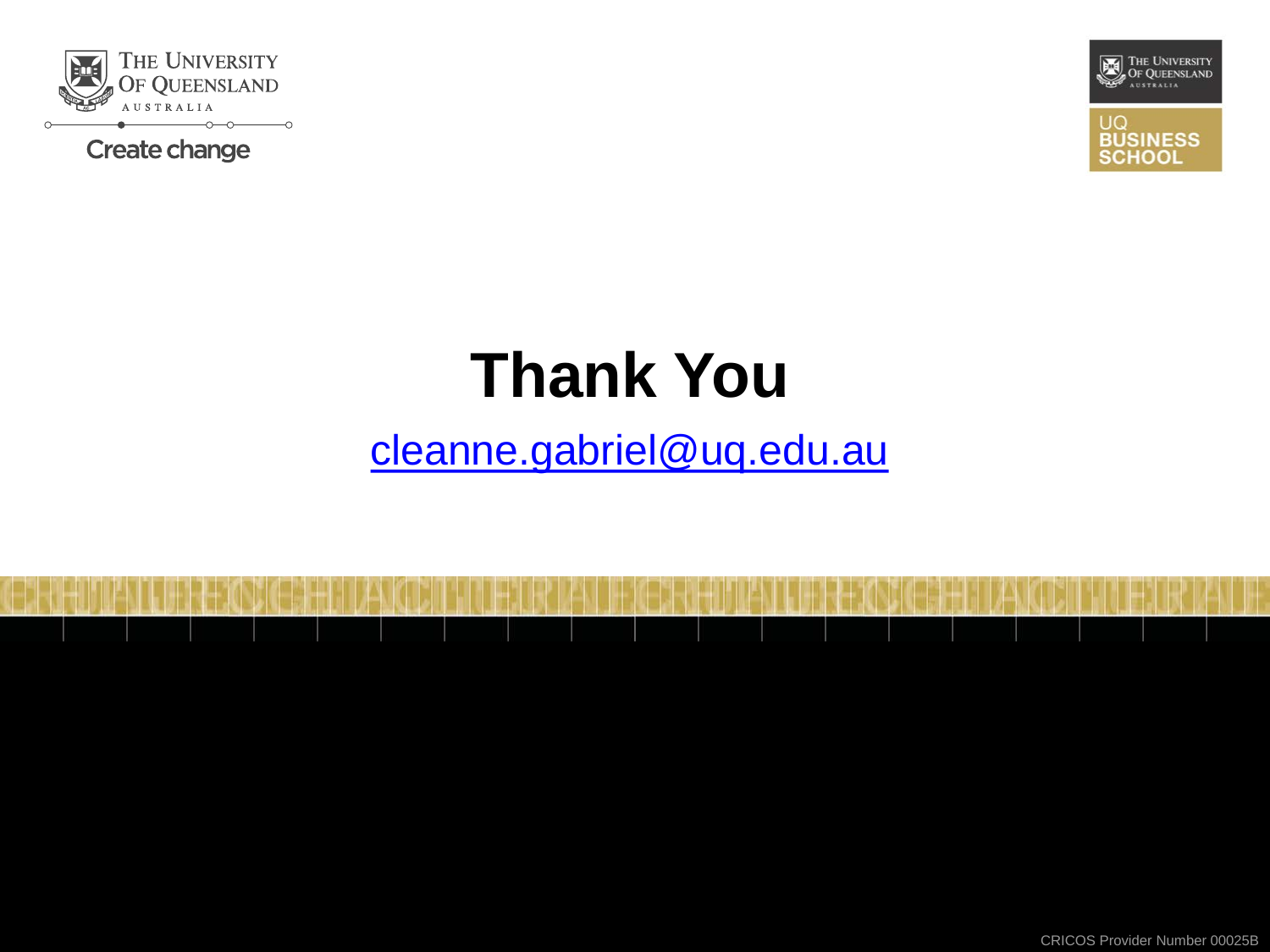# Thank You

cleanne.gabriel@uq.edu.au